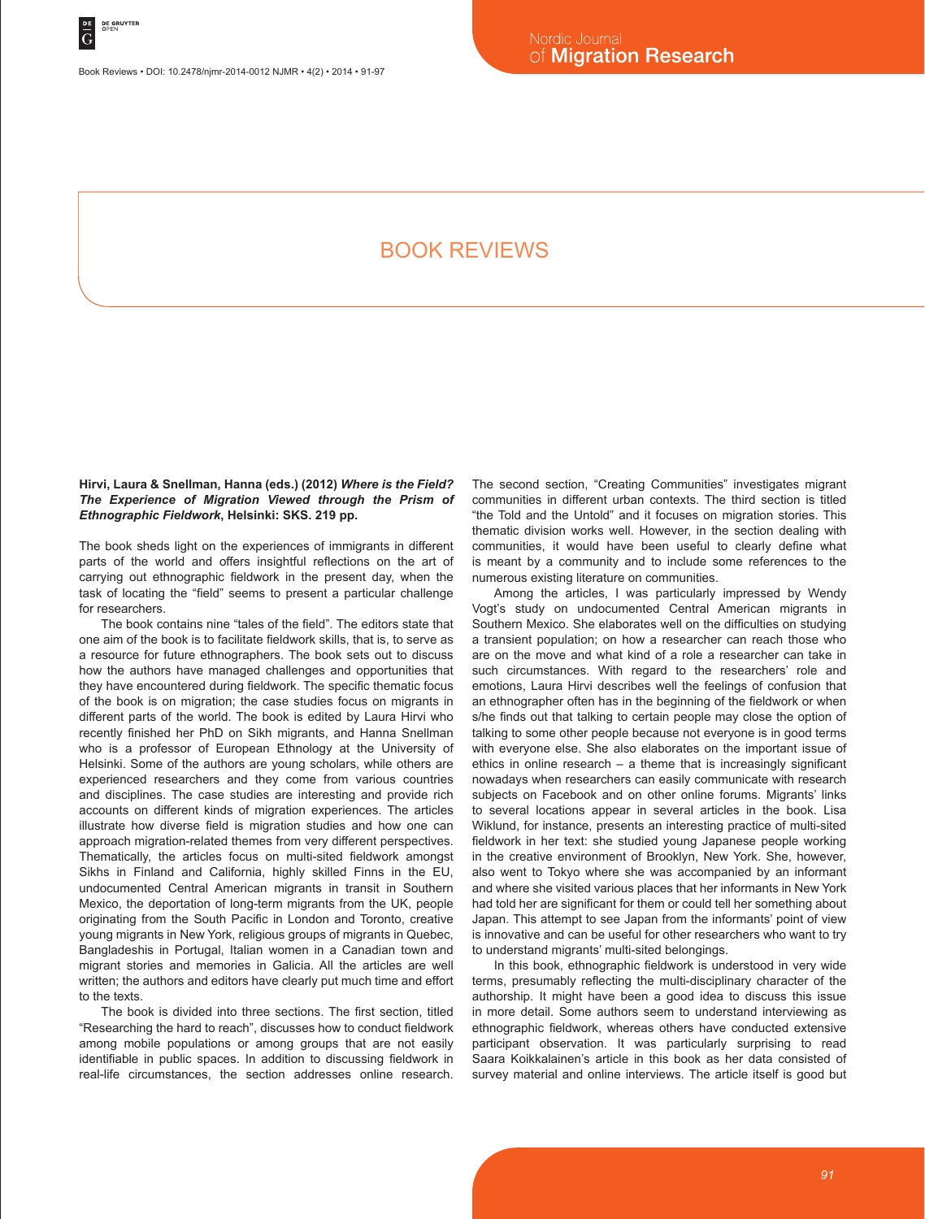# BOOK REVIEWS

**Hirvi, Laura & Snellman, Hanna (eds.) (2012)** ***Where is the Field? The Experience of Migration Viewed through the Prism of Ethnographic Fieldwork*****, Helsinki: SKS. 219 pp.**

The book sheds light on the experiences of immigrants in different parts of the world and offers insightful reflections on the art of carrying out ethnographic fieldwork in the present day, when the task of locating the "field" seems to present a particular challenge for researchers.

The book contains nine "tales of the field". The editors state that one aim of the book is to facilitate fieldwork skills, that is, to serve as a resource for future ethnographers. The book sets out to discuss how the authors have managed challenges and opportunities that they have encountered during fieldwork. The specific thematic focus of the book is on migration; the case studies focus on migrants in different parts of the world. The book is edited by Laura Hirvi who recently finished her PhD on Sikh migrants, and Hanna Snellman who is a professor of European Ethnology at the University of Helsinki. Some of the authors are young scholars, while others are experienced researchers and they come from various countries and disciplines. The case studies are interesting and provide rich accounts on different kinds of migration experiences. The articles illustrate how diverse field is migration studies and how one can approach migration-related themes from very different perspectives. Thematically, the articles focus on multi-sited fieldwork amongst Sikhs in Finland and California, highly skilled Finns in the EU, undocumented Central American migrants in transit in Southern Mexico, the deportation of long-term migrants from the UK, people originating from the South Pacific in London and Toronto, creative young migrants in New York, religious groups of migrants in Quebec, Bangladeshis in Portugal, Italian women in a Canadian town and migrant stories and memories in Galicia. All the articles are well written; the authors and editors have clearly put much time and effort to the texts.

The book is divided into three sections. The first section, titled "Researching the hard to reach", discusses how to conduct fieldwork among mobile populations or among groups that are not easily identifiable in public spaces. In addition to discussing fieldwork in real-life circumstances, the section addresses online research. The second section, "Creating Communities" investigates migrant communities in different urban contexts. The third section is titled "the Told and the Untold" and it focuses on migration stories. This thematic division works well. However, in the section dealing with communities, it would have been useful to clearly define what is meant by a community and to include some references to the numerous existing literature on communities.

Among the articles, I was particularly impressed by Wendy Vogt's study on undocumented Central American migrants in Southern Mexico. She elaborates well on the difficulties on studying a transient population; on how a researcher can reach those who are on the move and what kind of a role a researcher can take in such circumstances. With regard to the researchers' role and emotions, Laura Hirvi describes well the feelings of confusion that an ethnographer often has in the beginning of the fieldwork or when s/he finds out that talking to certain people may close the option of talking to some other people because not everyone is in good terms with everyone else. She also elaborates on the important issue of ethics in online research – a theme that is increasingly significant nowadays when researchers can easily communicate with research subjects on Facebook and on other online forums. Migrants' links to several locations appear in several articles in the book. Lisa Wiklund, for instance, presents an interesting practice of multi-sited fieldwork in her text: she studied young Japanese people working in the creative environment of Brooklyn, New York. She, however, also went to Tokyo where she was accompanied by an informant and where she visited various places that her informants in New York had told her are significant for them or could tell her something about Japan. This attempt to see Japan from the informants' point of view is innovative and can be useful for other researchers who want to try to understand migrants' multi-sited belongings.

In this book, ethnographic fieldwork is understood in very wide terms, presumably reflecting the multi-disciplinary character of the authorship. It might have been a good idea to discuss this issue in more detail. Some authors seem to understand interviewing as ethnographic fieldwork, whereas others have conducted extensive participant observation. It was particularly surprising to read Saara Koikkalainen's article in this book as her data consisted of survey material and online interviews. The article itself is good but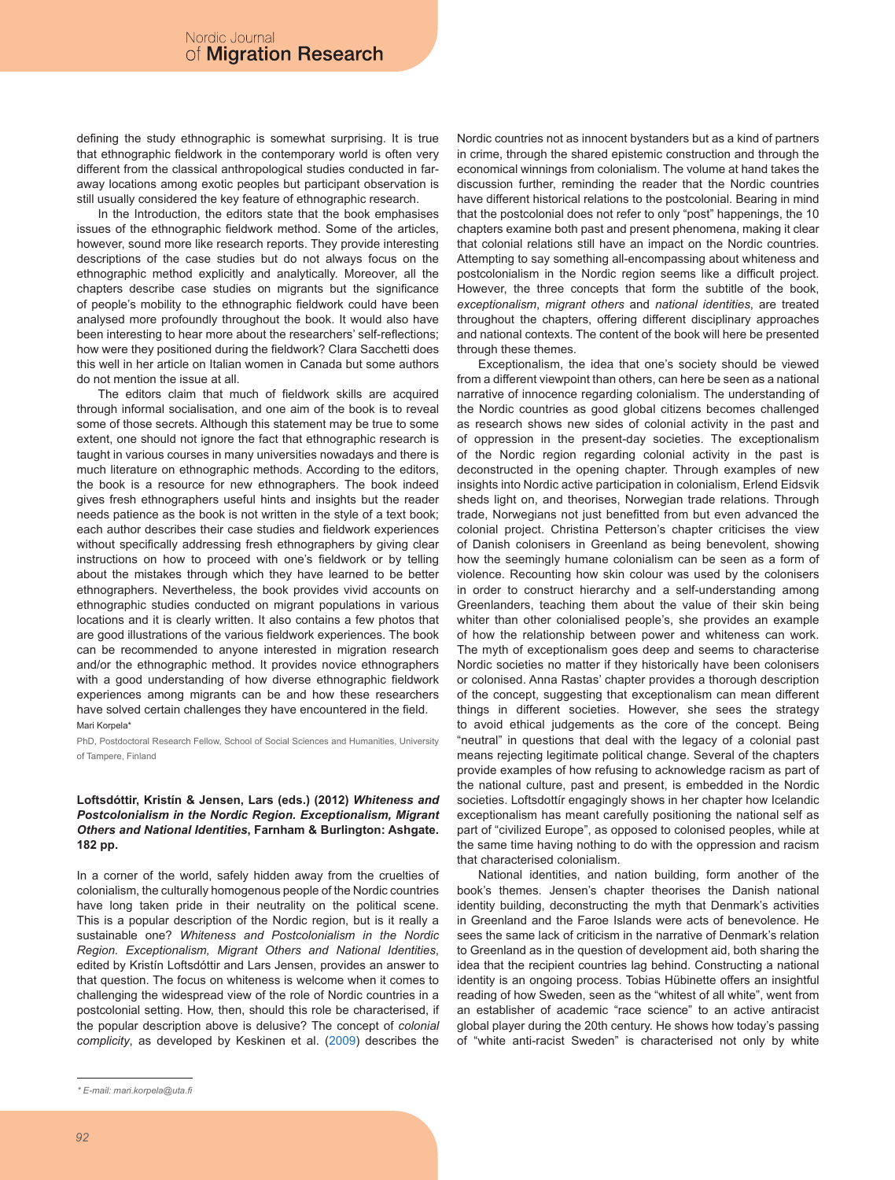defining the study ethnographic is somewhat surprising. It is true that ethnographic fieldwork in the contemporary world is often very different from the classical anthropological studies conducted in far-away locations among exotic peoples but participant observation is still usually considered the key feature of ethnographic research.

In the Introduction, the editors state that the book emphasises issues of the ethnographic fieldwork method. Some of the articles, however, sound more like research reports. They provide interesting descriptions of the case studies but do not always focus on the ethnographic method explicitly and analytically. Moreover, all the chapters describe case studies on migrants but the significance of people's mobility to the ethnographic fieldwork could have been analysed more profoundly throughout the book. It would also have been interesting to hear more about the researchers' self-reflections; how were they positioned during the fieldwork? Clara Sacchetti does this well in her article on Italian women in Canada but some authors do not mention the issue at all.

The editors claim that much of fieldwork skills are acquired through informal socialisation, and one aim of the book is to reveal some of those secrets. Although this statement may be true to some extent, one should not ignore the fact that ethnographic research is taught in various courses in many universities nowadays and there is much literature on ethnographic methods. According to the editors, the book is a resource for new ethnographers. The book indeed gives fresh ethnographers useful hints and insights but the reader needs patience as the book is not written in the style of a text book; each author describes their case studies and fieldwork experiences without specifically addressing fresh ethnographers by giving clear instructions on how to proceed with one's fieldwork or by telling about the mistakes through which they have learned to be better ethnographers. Nevertheless, the book provides vivid accounts on ethnographic studies conducted on migrant populations in various locations and it is clearly written. It also contains a few photos that are good illustrations of the various fieldwork experiences. The book can be recommended to anyone interested in migration research and/or the ethnographic method. It provides novice ethnographers with a good understanding of how diverse ethnographic fieldwork experiences among migrants can be and how these researchers have solved certain challenges they have encountered in the field.

Mari Korpela*

PhD, Postdoctoral Research Fellow, School of Social Sciences and Humanities, University of Tampere, Finland

**Loftsdóttir, Kristín & Jensen, Lars (eds.) (2012) *Whiteness and Postcolonialism in the Nordic Region. Exceptionalism, Migrant Others and National Identities*, Farnham & Burlington: Ashgate. 182 pp.**

In a corner of the world, safely hidden away from the cruelties of colonialism, the culturally homogenous people of the Nordic countries have long taken pride in their neutrality on the political scene. This is a popular description of the Nordic region, but is it really a sustainable one? *Whiteness and Postcolonialism in the Nordic Region. Exceptionalism, Migrant Others and National Identities*, edited by Kristín Loftsdóttir and Lars Jensen, provides an answer to that question. The focus on whiteness is welcome when it comes to challenging the widespread view of the role of Nordic countries in a postcolonial setting. How, then, should this role be characterised, if the popular description above is delusive? The concept of *colonial complicity*, as developed by Keskinen et al. (2009) describes the Nordic countries not as innocent bystanders but as a kind of partners in crime, through the shared epistemic construction and through the economical winnings from colonialism. The volume at hand takes the discussion further, reminding the reader that the Nordic countries have different historical relations to the postcolonial. Bearing in mind that the postcolonial does not refer to only "post" happenings, the 10 chapters examine both past and present phenomena, making it clear that colonial relations still have an impact on the Nordic countries. Attempting to say something all-encompassing about whiteness and postcolonialism in the Nordic region seems like a difficult project. However, the three concepts that form the subtitle of the book, *exceptionalism*, *migrant others* and *national identities*, are treated throughout the chapters, offering different disciplinary approaches and national contexts. The content of the book will here be presented through these themes.

Exceptionalism, the idea that one's society should be viewed from a different viewpoint than others, can here be seen as a national narrative of innocence regarding colonialism. The understanding of the Nordic countries as good global citizens becomes challenged as research shows new sides of colonial activity in the past and of oppression in the present-day societies. The exceptionalism of the Nordic region regarding colonial activity in the past is deconstructed in the opening chapter. Through examples of new insights into Nordic active participation in colonialism, Erlend Eidsvik sheds light on, and theorises, Norwegian trade relations. Through trade, Norwegians not just benefitted from but even advanced the colonial project. Christina Petterson's chapter criticises the view of Danish colonisers in Greenland as being benevolent, showing how the seemingly humane colonialism can be seen as a form of violence. Recounting how skin colour was used by the colonisers in order to construct hierarchy and a self-understanding among Greenlanders, teaching them about the value of their skin being whiter than other colonialised people's, she provides an example of how the relationship between power and whiteness can work. The myth of exceptionalism goes deep and seems to characterise Nordic societies no matter if they historically have been colonisers or colonised. Anna Rastas' chapter provides a thorough description of the concept, suggesting that exceptionalism can mean different things in different societies. However, she sees the strategy to avoid ethical judgements as the core of the concept. Being "neutral" in questions that deal with the legacy of a colonial past means rejecting legitimate political change. Several of the chapters provide examples of how refusing to acknowledge racism as part of the national culture, past and present, is embedded in the Nordic societies. Loftsdottír engagingly shows in her chapter how Icelandic exceptionalism has meant carefully positioning the national self as part of "civilized Europe", as opposed to colonised peoples, while at the same time having nothing to do with the oppression and racism that characterised colonialism.

National identities, and nation building, form another of the book's themes. Jensen's chapter theorises the Danish national identity building, deconstructing the myth that Denmark's activities in Greenland and the Faroe Islands were acts of benevolence. He sees the same lack of criticism in the narrative of Denmark's relation to Greenland as in the question of development aid, both sharing the idea that the recipient countries lag behind. Constructing a national identity is an ongoing process. Tobias Hübinette offers an insightful reading of how Sweden, seen as the "whitest of all white", went from an establisher of academic "race science" to an active antiracist global player during the 20th century. He shows how today's passing of "white anti-racist Sweden" is characterised not only by white

* E-mail: mari.korpela@uta.fi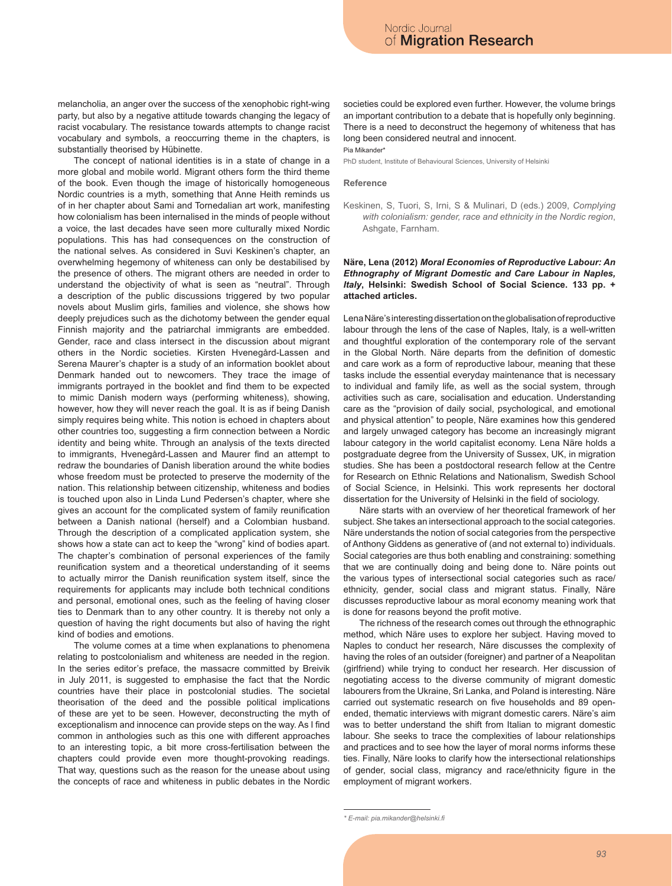melancholia, an anger over the success of the xenophobic right-wing party, but also by a negative attitude towards changing the legacy of racist vocabulary. The resistance towards attempts to change racist vocabulary and symbols, a reoccurring theme in the chapters, is substantially theorised by Hübinette.

The concept of national identities is in a state of change in a more global and mobile world. Migrant others form the third theme of the book. Even though the image of historically homogeneous Nordic countries is a myth, something that Anne Heith reminds us of in her chapter about Sami and Tornedalian art work, manifesting how colonialism has been internalised in the minds of people without a voice, the last decades have seen more culturally mixed Nordic populations. This has had consequences on the construction of the national selves. As considered in Suvi Keskinen's chapter, an overwhelming hegemony of whiteness can only be destabilised by the presence of others. The migrant others are needed in order to understand the objectivity of what is seen as "neutral". Through a description of the public discussions triggered by two popular novels about Muslim girls, families and violence, she shows how deeply prejudices such as the dichotomy between the gender equal Finnish majority and the patriarchal immigrants are embedded. Gender, race and class intersect in the discussion about migrant others in the Nordic societies. Kirsten Hvenegård-Lassen and Serena Maurer's chapter is a study of an information booklet about Denmark handed out to newcomers. They trace the image of immigrants portrayed in the booklet and find them to be expected to mimic Danish modern ways (performing whiteness), showing, however, how they will never reach the goal. It is as if being Danish simply requires being white. This notion is echoed in chapters about other countries too, suggesting a firm connection between a Nordic identity and being white. Through an analysis of the texts directed to immigrants, Hvenegård-Lassen and Maurer find an attempt to redraw the boundaries of Danish liberation around the white bodies whose freedom must be protected to preserve the modernity of the nation. This relationship between citizenship, whiteness and bodies is touched upon also in Linda Lund Pedersen's chapter, where she gives an account for the complicated system of family reunification between a Danish national (herself) and a Colombian husband. Through the description of a complicated application system, she shows how a state can act to keep the "wrong" kind of bodies apart. The chapter's combination of personal experiences of the family reunification system and a theoretical understanding of it seems to actually mirror the Danish reunification system itself, since the requirements for applicants may include both technical conditions and personal, emotional ones, such as the feeling of having closer ties to Denmark than to any other country. It is thereby not only a question of having the right documents but also of having the right kind of bodies and emotions.

The volume comes at a time when explanations to phenomena relating to postcolonialism and whiteness are needed in the region. In the series editor's preface, the massacre committed by Breivik in July 2011, is suggested to emphasise the fact that the Nordic countries have their place in postcolonial studies. The societal theorisation of the deed and the possible political implications of these are yet to be seen. However, deconstructing the myth of exceptionalism and innocence can provide steps on the way. As I find common in anthologies such as this one with different approaches to an interesting topic, a bit more cross-fertilisation between the chapters could provide even more thought-provoking readings. That way, questions such as the reason for the unease about using the concepts of race and whiteness in public debates in the Nordic societies could be explored even further. However, the volume brings an important contribution to a debate that is hopefully only beginning. There is a need to deconstruct the hegemony of whiteness that has long been considered neutral and innocent.

Pia Mikander*

PhD student, Institute of Behavioural Sciences, University of Helsinki

### Reference

Keskinen, S, Tuori, S, Irni, S & Mulinari, D (eds.) 2009, *Complying with colonialism: gender, race and ethnicity in the Nordic region*, Ashgate, Farnham.

### Näre, Lena (2012) *Moral Economies of Reproductive Labour: An Ethnography of Migrant Domestic and Care Labour in Naples, Italy*, Helsinki: Swedish School of Social Science. 133 pp. + attached articles.

Lena Näre's interesting dissertation on the globalisation of reproductive labour through the lens of the case of Naples, Italy, is a well-written and thoughtful exploration of the contemporary role of the servant in the Global North. Näre departs from the definition of domestic and care work as a form of reproductive labour, meaning that these tasks include the essential everyday maintenance that is necessary to individual and family life, as well as the social system, through activities such as care, socialisation and education. Understanding care as the "provision of daily social, psychological, and emotional and physical attention" to people, Näre examines how this gendered and largely unwaged category has become an increasingly migrant labour category in the world capitalist economy. Lena Näre holds a postgraduate degree from the University of Sussex, UK, in migration studies. She has been a postdoctoral research fellow at the Centre for Research on Ethnic Relations and Nationalism, Swedish School of Social Science, in Helsinki. This work represents her doctoral dissertation for the University of Helsinki in the field of sociology.

Näre starts with an overview of her theoretical framework of her subject. She takes an intersectional approach to the social categories. Näre understands the notion of social categories from the perspective of Anthony Giddens as generative of (and not external to) individuals. Social categories are thus both enabling and constraining: something that we are continually doing and being done to. Näre points out the various types of intersectional social categories such as race/ethnicity, gender, social class and migrant status. Finally, Näre discusses reproductive labour as moral economy meaning work that is done for reasons beyond the profit motive.

The richness of the research comes out through the ethnographic method, which Näre uses to explore her subject. Having moved to Naples to conduct her research, Näre discusses the complexity of having the roles of an outsider (foreigner) and partner of a Neapolitan (girlfriend) while trying to conduct her research. Her discussion of negotiating access to the diverse community of migrant domestic labourers from the Ukraine, Sri Lanka, and Poland is interesting. Näre carried out systematic research on five households and 89 open-ended, thematic interviews with migrant domestic carers. Näre's aim was to better understand the shift from Italian to migrant domestic labour. She seeks to trace the complexities of labour relationships and practices and to see how the layer of moral norms informs these ties. Finally, Näre looks to clarify how the intersectional relationships of gender, social class, migrancy and race/ethnicity figure in the employment of migrant workers.

* E-mail: pia.mikander@helsinki.fi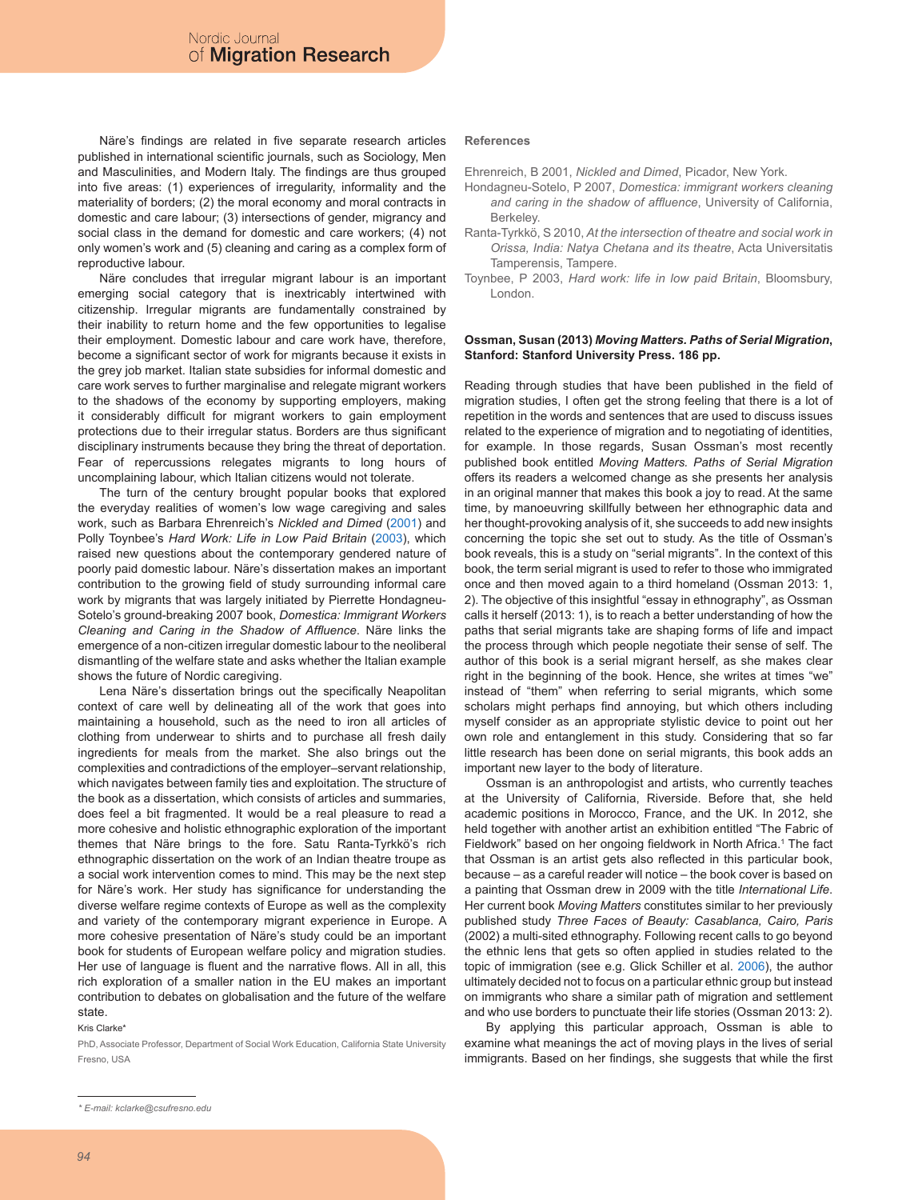Näre's findings are related in five separate research articles published in international scientific journals, such as Sociology, Men and Masculinities, and Modern Italy. The findings are thus grouped into five areas: (1) experiences of irregularity, informality and the materiality of borders; (2) the moral economy and moral contracts in domestic and care labour; (3) intersections of gender, migrancy and social class in the demand for domestic and care workers; (4) not only women's work and (5) cleaning and caring as a complex form of reproductive labour.

Näre concludes that irregular migrant labour is an important emerging social category that is inextricably intertwined with citizenship. Irregular migrants are fundamentally constrained by their inability to return home and the few opportunities to legalise their employment. Domestic labour and care work have, therefore, become a significant sector of work for migrants because it exists in the grey job market. Italian state subsidies for informal domestic and care work serves to further marginalise and relegate migrant workers to the shadows of the economy by supporting employers, making it considerably difficult for migrant workers to gain employment protections due to their irregular status. Borders are thus significant disciplinary instruments because they bring the threat of deportation. Fear of repercussions relegates migrants to long hours of uncomplaining labour, which Italian citizens would not tolerate.

The turn of the century brought popular books that explored the everyday realities of women's low wage caregiving and sales work, such as Barbara Ehrenreich's *Nickled and Dimed* (2001) and Polly Toynbee's *Hard Work: Life in Low Paid Britain* (2003), which raised new questions about the contemporary gendered nature of poorly paid domestic labour. Näre's dissertation makes an important contribution to the growing field of study surrounding informal care work by migrants that was largely initiated by Pierrette Hondagneu-Sotelo's ground-breaking 2007 book, *Domestica: Immigrant Workers Cleaning and Caring in the Shadow of Affluence*. Näre links the emergence of a non-citizen irregular domestic labour to the neoliberal dismantling of the welfare state and asks whether the Italian example shows the future of Nordic caregiving.

Lena Näre's dissertation brings out the specifically Neapolitan context of care well by delineating all of the work that goes into maintaining a household, such as the need to iron all articles of clothing from underwear to shirts and to purchase all fresh daily ingredients for meals from the market. She also brings out the complexities and contradictions of the employer–servant relationship, which navigates between family ties and exploitation. The structure of the book as a dissertation, which consists of articles and summaries, does feel a bit fragmented. It would be a real pleasure to read a more cohesive and holistic ethnographic exploration of the important themes that Näre brings to the fore. Satu Ranta-Tyrkkö's rich ethnographic dissertation on the work of an Indian theatre troupe as a social work intervention comes to mind. This may be the next step for Näre's work. Her study has significance for understanding the diverse welfare regime contexts of Europe as well as the complexity and variety of the contemporary migrant experience in Europe. A more cohesive presentation of Näre's study could be an important book for students of European welfare policy and migration studies. Her use of language is fluent and the narrative flows. All in all, this rich exploration of a smaller nation in the EU makes an important contribution to debates on globalisation and the future of the welfare state.

Kris Clarke*

PhD, Associate Professor, Department of Social Work Education, California State University Fresno, USA

\* E-mail: kclarke@csufresno.edu

### References

Ehrenreich, B 2001, *Nickled and Dimed*, Picador, New York.

Hondagneu-Sotelo, P 2007, *Domestica: immigrant workers cleaning and caring in the shadow of affluence*, University of California, Berkeley.

Ranta-Tyrkkö, S 2010, *At the intersection of theatre and social work in Orissa, India: Natya Chetana and its theatre*, Acta Universitatis Tamperensis, Tampere.

Toynbee, P 2003, *Hard work: life in low paid Britain*, Bloomsbury, London.

**Ossman, Susan (2013) *Moving Matters. Paths of Serial Migration*, Stanford: Stanford University Press. 186 pp.**

Reading through studies that have been published in the field of migration studies, I often get the strong feeling that there is a lot of repetition in the words and sentences that are used to discuss issues related to the experience of migration and to negotiating of identities, for example. In those regards, Susan Ossman's most recently published book entitled *Moving Matters. Paths of Serial Migration* offers its readers a welcomed change as she presents her analysis in an original manner that makes this book a joy to read. At the same time, by manoeuvring skillfully between her ethnographic data and her thought-provoking analysis of it, she succeeds to add new insights concerning the topic she set out to study. As the title of Ossman's book reveals, this is a study on "serial migrants". In the context of this book, the term serial migrant is used to refer to those who immigrated once and then moved again to a third homeland (Ossman 2013: 1, 2). The objective of this insightful "essay in ethnography", as Ossman calls it herself (2013: 1), is to reach a better understanding of how the paths that serial migrants take are shaping forms of life and impact the process through which people negotiate their sense of self. The author of this book is a serial migrant herself, as she makes clear right in the beginning of the book. Hence, she writes at times "we" instead of "them" when referring to serial migrants, which some scholars might perhaps find annoying, but which others including myself consider as an appropriate stylistic device to point out her own role and entanglement in this study. Considering that so far little research has been done on serial migrants, this book adds an important new layer to the body of literature.

Ossman is an anthropologist and artists, who currently teaches at the University of California, Riverside. Before that, she held academic positions in Morocco, France, and the UK. In 2012, she held together with another artist an exhibition entitled "The Fabric of Fieldwork" based on her ongoing fieldwork in North Africa.[1] The fact that Ossman is an artist gets also reflected in this particular book, because – as a careful reader will notice – the book cover is based on a painting that Ossman drew in 2009 with the title *International Life*. Her current book *Moving Matters* constitutes similar to her previously published study *Three Faces of Beauty: Casablanca, Cairo, Paris* (2002) a multi-sited ethnography. Following recent calls to go beyond the ethnic lens that gets so often applied in studies related to the topic of immigration (see e.g. Glick Schiller et al. 2006), the author ultimately decided not to focus on a particular ethnic group but instead on immigrants who share a similar path of migration and settlement and who use borders to punctuate their life stories (Ossman 2013: 2).

By applying this particular approach, Ossman is able to examine what meanings the act of moving plays in the lives of serial immigrants. Based on her findings, she suggests that while the first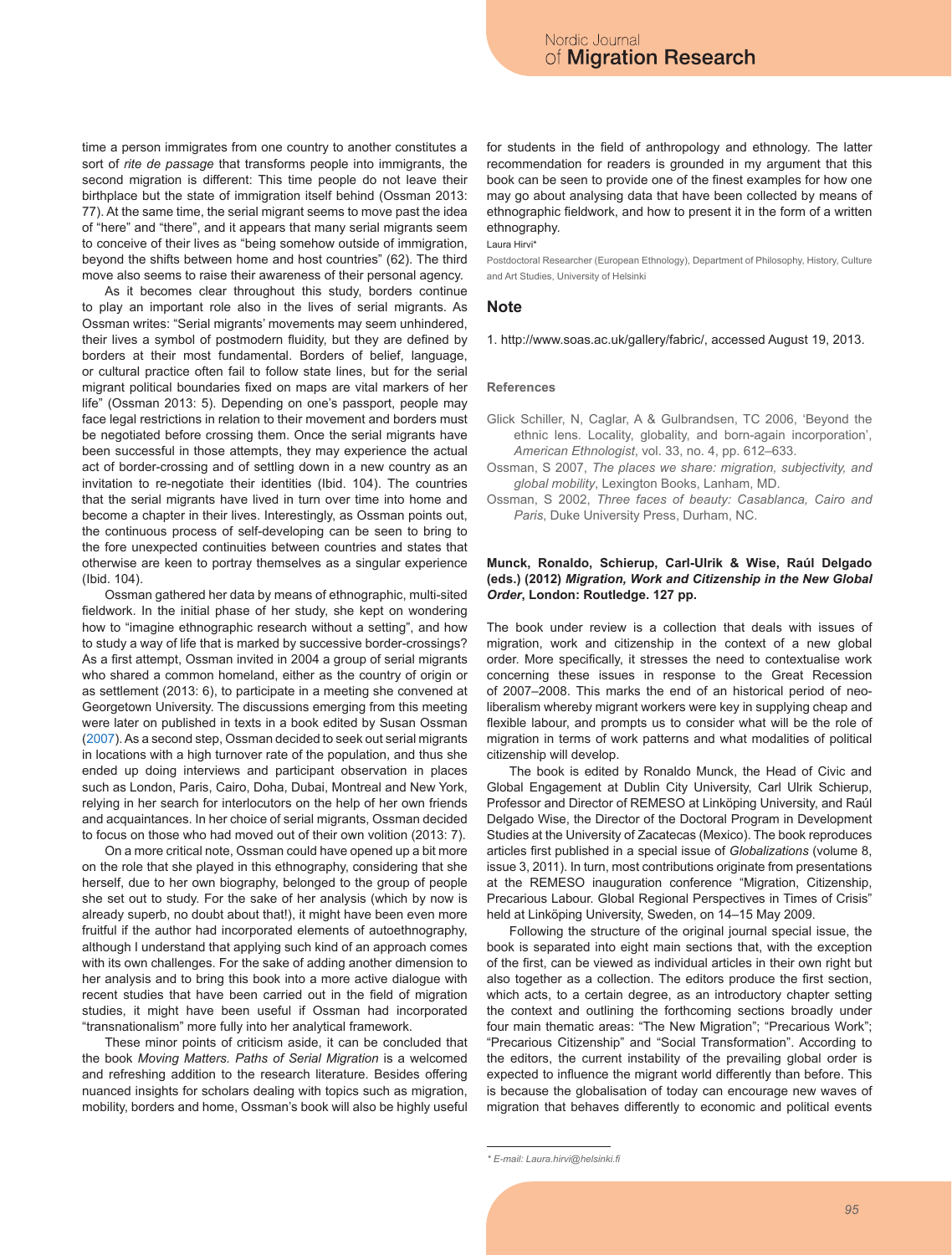time a person immigrates from one country to another constitutes a sort of *rite de passage* that transforms people into immigrants, the second migration is different: This time people do not leave their birthplace but the state of immigration itself behind (Ossman 2013: 77). At the same time, the serial migrant seems to move past the idea of "here" and "there", and it appears that many serial migrants seem to conceive of their lives as "being somehow outside of immigration, beyond the shifts between home and host countries" (62). The third move also seems to raise their awareness of their personal agency.

As it becomes clear throughout this study, borders continue to play an important role also in the lives of serial migrants. As Ossman writes: "Serial migrants' movements may seem unhindered, their lives a symbol of postmodern fluidity, but they are defined by borders at their most fundamental. Borders of belief, language, or cultural practice often fail to follow state lines, but for the serial migrant political boundaries fixed on maps are vital markers of her life" (Ossman 2013: 5). Depending on one's passport, people may face legal restrictions in relation to their movement and borders must be negotiated before crossing them. Once the serial migrants have been successful in those attempts, they may experience the actual act of border-crossing and of settling down in a new country as an invitation to re-negotiate their identities (Ibid. 104). The countries that the serial migrants have lived in turn over time into home and become a chapter in their lives. Interestingly, as Ossman points out, the continuous process of self-developing can be seen to bring to the fore unexpected continuities between countries and states that otherwise are keen to portray themselves as a singular experience (Ibid. 104).

Ossman gathered her data by means of ethnographic, multi-sited fieldwork. In the initial phase of her study, she kept on wondering how to "imagine ethnographic research without a setting", and how to study a way of life that is marked by successive border-crossings? As a first attempt, Ossman invited in 2004 a group of serial migrants who shared a common homeland, either as the country of origin or as settlement (2013: 6), to participate in a meeting she convened at Georgetown University. The discussions emerging from this meeting were later on published in texts in a book edited by Susan Ossman (2007). As a second step, Ossman decided to seek out serial migrants in locations with a high turnover rate of the population, and thus she ended up doing interviews and participant observation in places such as London, Paris, Cairo, Doha, Dubai, Montreal and New York, relying in her search for interlocutors on the help of her own friends and acquaintances. In her choice of serial migrants, Ossman decided to focus on those who had moved out of their own volition (2013: 7).

On a more critical note, Ossman could have opened up a bit more on the role that she played in this ethnography, considering that she herself, due to her own biography, belonged to the group of people she set out to study. For the sake of her analysis (which by now is already superb, no doubt about that!), it might have been even more fruitful if the author had incorporated elements of autoethnography, although I understand that applying such kind of an approach comes with its own challenges. For the sake of adding another dimension to her analysis and to bring this book into a more active dialogue with recent studies that have been carried out in the field of migration studies, it might have been useful if Ossman had incorporated "transnationalism" more fully into her analytical framework.

These minor points of criticism aside, it can be concluded that the book *Moving Matters. Paths of Serial Migration* is a welcomed and refreshing addition to the research literature. Besides offering nuanced insights for scholars dealing with topics such as migration, mobility, borders and home, Ossman's book will also be highly useful for students in the field of anthropology and ethnology. The latter recommendation for readers is grounded in my argument that this book can be seen to provide one of the finest examples for how one may go about analysing data that have been collected by means of ethnographic fieldwork, and how to present it in the form of a written ethnography.

Laura Hirvi*

Postdoctoral Researcher (European Ethnology), Department of Philosophy, History, Culture and Art Studies, University of Helsinki

## Note

1. http://www.soas.ac.uk/gallery/fabric/, accessed August 19, 2013.

### References

Glick Schiller, N, Caglar, A & Gulbrandsen, TC 2006, 'Beyond the ethnic lens. Locality, globality, and born-again incorporation', *American Ethnologist*, vol. 33, no. 4, pp. 612–633.

Ossman, S 2007, *The places we share: migration, subjectivity, and global mobility*, Lexington Books, Lanham, MD.

Ossman, S 2002, *Three faces of beauty: Casablanca, Cairo and Paris*, Duke University Press, Durham, NC.

**Munck, Ronaldo, Schierup, Carl-Ulrik & Wise, Raúl Delgado (eds.) (2012) *Migration, Work and Citizenship in the New Global Order*, London: Routledge. 127 pp.**

The book under review is a collection that deals with issues of migration, work and citizenship in the context of a new global order. More specifically, it stresses the need to contextualise work concerning these issues in response to the Great Recession of 2007–2008. This marks the end of an historical period of neo-liberalism whereby migrant workers were key in supplying cheap and flexible labour, and prompts us to consider what will be the role of migration in terms of work patterns and what modalities of political citizenship will develop.

The book is edited by Ronaldo Munck, the Head of Civic and Global Engagement at Dublin City University, Carl Ulrik Schierup, Professor and Director of REMESO at Linköping University, and Raúl Delgado Wise, the Director of the Doctoral Program in Development Studies at the University of Zacatecas (Mexico). The book reproduces articles first published in a special issue of *Globalizations* (volume 8, issue 3, 2011). In turn, most contributions originate from presentations at the REMESO inauguration conference "Migration, Citizenship, Precarious Labour. Global Regional Perspectives in Times of Crisis" held at Linköping University, Sweden, on 14–15 May 2009.

Following the structure of the original journal special issue, the book is separated into eight main sections that, with the exception of the first, can be viewed as individual articles in their own right but also together as a collection. The editors produce the first section, which acts, to a certain degree, as an introductory chapter setting the context and outlining the forthcoming sections broadly under four main thematic areas: "The New Migration"; "Precarious Work"; "Precarious Citizenship" and "Social Transformation". According to the editors, the current instability of the prevailing global order is expected to influence the migrant world differently than before. This is because the globalisation of today can encourage new waves of migration that behaves differently to economic and political events

\* E-mail: Laura.hirvi@helsinki.fi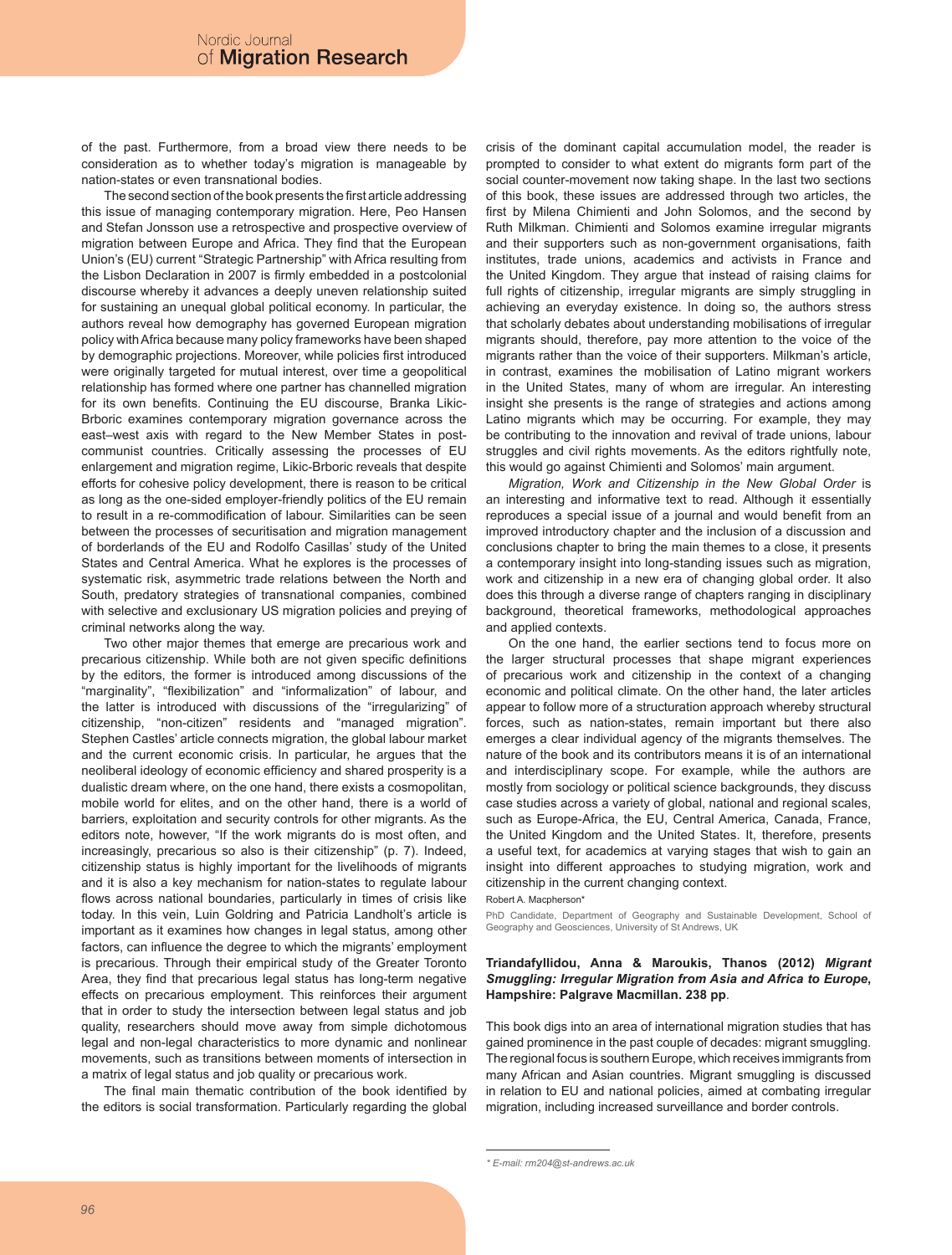of the past. Furthermore, from a broad view there needs to be consideration as to whether today's migration is manageable by nation-states or even transnational bodies.

The second section of the book presents the first article addressing this issue of managing contemporary migration. Here, Peo Hansen and Stefan Jonsson use a retrospective and prospective overview of migration between Europe and Africa. They find that the European Union's (EU) current "Strategic Partnership" with Africa resulting from the Lisbon Declaration in 2007 is firmly embedded in a postcolonial discourse whereby it advances a deeply uneven relationship suited for sustaining an unequal global political economy. In particular, the authors reveal how demography has governed European migration policy with Africa because many policy frameworks have been shaped by demographic projections. Moreover, while policies first introduced were originally targeted for mutual interest, over time a geopolitical relationship has formed where one partner has channelled migration for its own benefits. Continuing the EU discourse, Branka Likic-Brboric examines contemporary migration governance across the east–west axis with regard to the New Member States in post-communist countries. Critically assessing the processes of EU enlargement and migration regime, Likic-Brboric reveals that despite efforts for cohesive policy development, there is reason to be critical as long as the one-sided employer-friendly politics of the EU remain to result in a re-commodification of labour. Similarities can be seen between the processes of securitisation and migration management of borderlands of the EU and Rodolfo Casillas' study of the United States and Central America. What he explores is the processes of systematic risk, asymmetric trade relations between the North and South, predatory strategies of transnational companies, combined with selective and exclusionary US migration policies and preying of criminal networks along the way.

Two other major themes that emerge are precarious work and precarious citizenship. While both are not given specific definitions by the editors, the former is introduced among discussions of the "marginality", "flexibilization" and "informalization" of labour, and the latter is introduced with discussions of the "irregularizing" of citizenship, "non-citizen" residents and "managed migration". Stephen Castles' article connects migration, the global labour market and the current economic crisis. In particular, he argues that the neoliberal ideology of economic efficiency and shared prosperity is a dualistic dream where, on the one hand, there exists a cosmopolitan, mobile world for elites, and on the other hand, there is a world of barriers, exploitation and security controls for other migrants. As the editors note, however, "If the work migrants do is most often, and increasingly, precarious so also is their citizenship" (p. 7). Indeed, citizenship status is highly important for the livelihoods of migrants and it is also a key mechanism for nation-states to regulate labour flows across national boundaries, particularly in times of crisis like today. In this vein, Luin Goldring and Patricia Landholt's article is important as it examines how changes in legal status, among other factors, can influence the degree to which the migrants' employment is precarious. Through their empirical study of the Greater Toronto Area, they find that precarious legal status has long-term negative effects on precarious employment. This reinforces their argument that in order to study the intersection between legal status and job quality, researchers should move away from simple dichotomous legal and non-legal characteristics to more dynamic and nonlinear movements, such as transitions between moments of intersection in a matrix of legal status and job quality or precarious work.

The final main thematic contribution of the book identified by the editors is social transformation. Particularly regarding the global crisis of the dominant capital accumulation model, the reader is prompted to consider to what extent do migrants form part of the social counter-movement now taking shape. In the last two sections of this book, these issues are addressed through two articles, the first by Milena Chimienti and John Solomos, and the second by Ruth Milkman. Chimienti and Solomos examine irregular migrants and their supporters such as non-government organisations, faith institutes, trade unions, academics and activists in France and the United Kingdom. They argue that instead of raising claims for full rights of citizenship, irregular migrants are simply struggling in achieving an everyday existence. In doing so, the authors stress that scholarly debates about understanding mobilisations of irregular migrants should, therefore, pay more attention to the voice of the migrants rather than the voice of their supporters. Milkman's article, in contrast, examines the mobilisation of Latino migrant workers in the United States, many of whom are irregular. An interesting insight she presents is the range of strategies and actions among Latino migrants which may be occurring. For example, they may be contributing to the innovation and revival of trade unions, labour struggles and civil rights movements. As the editors rightfully note, this would go against Chimienti and Solomos' main argument.

*Migration, Work and Citizenship in the New Global Order* is an interesting and informative text to read. Although it essentially reproduces a special issue of a journal and would benefit from an improved introductory chapter and the inclusion of a discussion and conclusions chapter to bring the main themes to a close, it presents a contemporary insight into long-standing issues such as migration, work and citizenship in a new era of changing global order. It also does this through a diverse range of chapters ranging in disciplinary background, theoretical frameworks, methodological approaches and applied contexts.

On the one hand, the earlier sections tend to focus more on the larger structural processes that shape migrant experiences of precarious work and citizenship in the context of a changing economic and political climate. On the other hand, the later articles appear to follow more of a structuration approach whereby structural forces, such as nation-states, remain important but there also emerges a clear individual agency of the migrants themselves. The nature of the book and its contributors means it is of an international and interdisciplinary scope. For example, while the authors are mostly from sociology or political science backgrounds, they discuss case studies across a variety of global, national and regional scales, such as Europe-Africa, the EU, Central America, Canada, France, the United Kingdom and the United States. It, therefore, presents a useful text, for academics at varying stages that wish to gain an insight into different approaches to studying migration, work and citizenship in the current changing context.

Robert A. Macpherson*

PhD Candidate, Department of Geography and Sustainable Development, School of Geography and Geosciences, University of St Andrews, UK

**Triandafyllidou, Anna & Maroukis, Thanos (2012) *Migrant Smuggling: Irregular Migration from Asia and Africa to Europe*, Hampshire: Palgrave Macmillan. 238 pp.**

This book digs into an area of international migration studies that has gained prominence in the past couple of decades: migrant smuggling. The regional focus is southern Europe, which receives immigrants from many African and Asian countries. Migrant smuggling is discussed in relation to EU and national policies, aimed at combating irregular migration, including increased surveillance and border controls.

* E-mail: rm204@st-andrews.ac.uk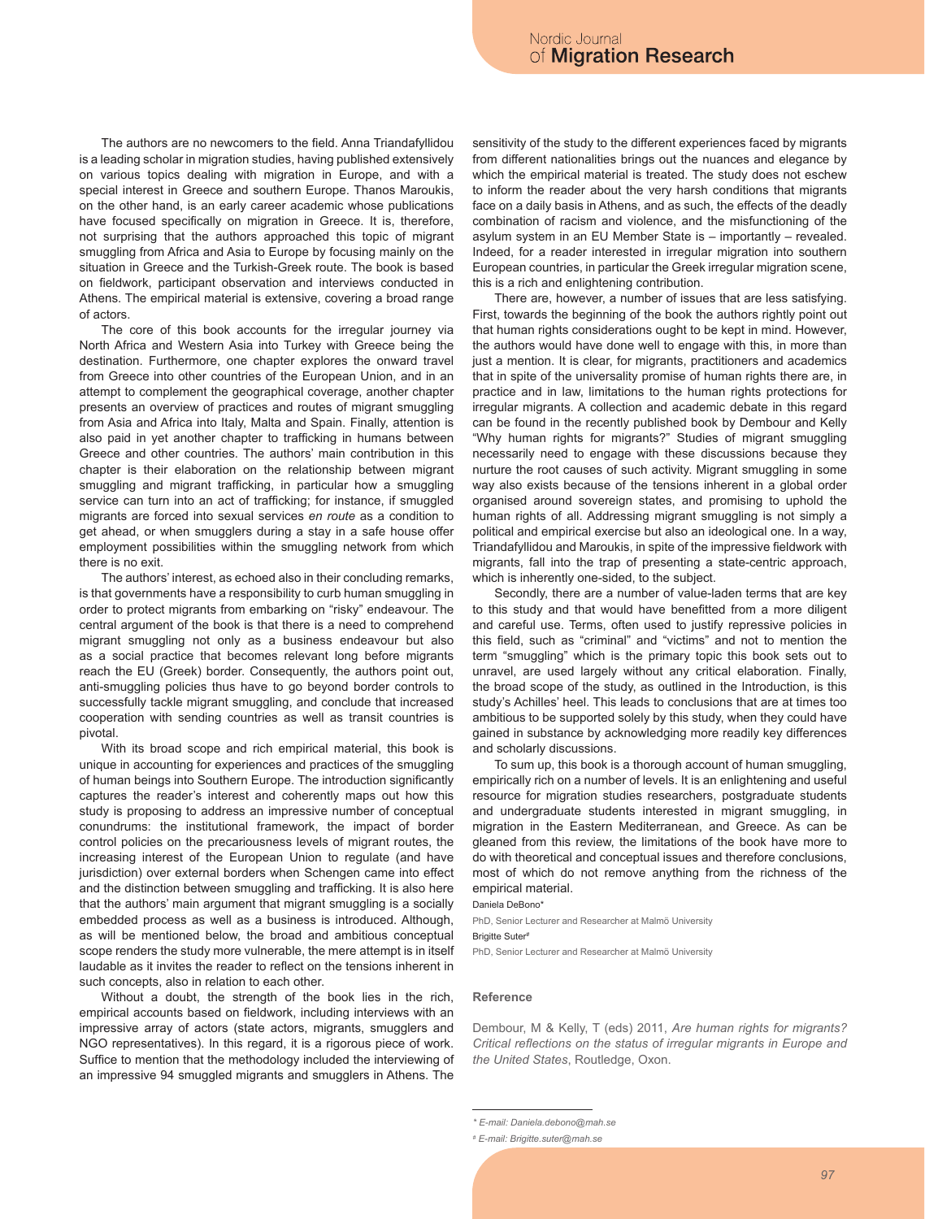The authors are no newcomers to the field. Anna Triandafyllidou is a leading scholar in migration studies, having published extensively on various topics dealing with migration in Europe, and with a special interest in Greece and southern Europe. Thanos Maroukis, on the other hand, is an early career academic whose publications have focused specifically on migration in Greece. It is, therefore, not surprising that the authors approached this topic of migrant smuggling from Africa and Asia to Europe by focusing mainly on the situation in Greece and the Turkish-Greek route. The book is based on fieldwork, participant observation and interviews conducted in Athens. The empirical material is extensive, covering a broad range of actors.

The core of this book accounts for the irregular journey via North Africa and Western Asia into Turkey with Greece being the destination. Furthermore, one chapter explores the onward travel from Greece into other countries of the European Union, and in an attempt to complement the geographical coverage, another chapter presents an overview of practices and routes of migrant smuggling from Asia and Africa into Italy, Malta and Spain. Finally, attention is also paid in yet another chapter to trafficking in humans between Greece and other countries. The authors' main contribution in this chapter is their elaboration on the relationship between migrant smuggling and migrant trafficking, in particular how a smuggling service can turn into an act of trafficking; for instance, if smuggled migrants are forced into sexual services *en route* as a condition to get ahead, or when smugglers during a stay in a safe house offer employment possibilities within the smuggling network from which there is no exit.

The authors' interest, as echoed also in their concluding remarks, is that governments have a responsibility to curb human smuggling in order to protect migrants from embarking on "risky" endeavour. The central argument of the book is that there is a need to comprehend migrant smuggling not only as a business endeavour but also as a social practice that becomes relevant long before migrants reach the EU (Greek) border. Consequently, the authors point out, anti-smuggling policies thus have to go beyond border controls to successfully tackle migrant smuggling, and conclude that increased cooperation with sending countries as well as transit countries is pivotal.

With its broad scope and rich empirical material, this book is unique in accounting for experiences and practices of the smuggling of human beings into Southern Europe. The introduction significantly captures the reader's interest and coherently maps out how this study is proposing to address an impressive number of conceptual conundrums: the institutional framework, the impact of border control policies on the precariousness levels of migrant routes, the increasing interest of the European Union to regulate (and have jurisdiction) over external borders when Schengen came into effect and the distinction between smuggling and trafficking. It is also here that the authors' main argument that migrant smuggling is a socially embedded process as well as a business is introduced. Although, as will be mentioned below, the broad and ambitious conceptual scope renders the study more vulnerable, the mere attempt is in itself laudable as it invites the reader to reflect on the tensions inherent in such concepts, also in relation to each other.

Without a doubt, the strength of the book lies in the rich, empirical accounts based on fieldwork, including interviews with an impressive array of actors (state actors, migrants, smugglers and NGO representatives). In this regard, it is a rigorous piece of work. Suffice to mention that the methodology included the interviewing of an impressive 94 smuggled migrants and smugglers in Athens. The sensitivity of the study to the different experiences faced by migrants from different nationalities brings out the nuances and elegance by which the empirical material is treated. The study does not eschew to inform the reader about the very harsh conditions that migrants face on a daily basis in Athens, and as such, the effects of the deadly combination of racism and violence, and the misfunctioning of the asylum system in an EU Member State is – importantly – revealed. Indeed, for a reader interested in irregular migration into southern European countries, in particular the Greek irregular migration scene, this is a rich and enlightening contribution.

There are, however, a number of issues that are less satisfying. First, towards the beginning of the book the authors rightly point out that human rights considerations ought to be kept in mind. However, the authors would have done well to engage with this, in more than just a mention. It is clear, for migrants, practitioners and academics that in spite of the universality promise of human rights there are, in practice and in law, limitations to the human rights protections for irregular migrants. A collection and academic debate in this regard can be found in the recently published book by Dembour and Kelly "Why human rights for migrants?" Studies of migrant smuggling necessarily need to engage with these discussions because they nurture the root causes of such activity. Migrant smuggling in some way also exists because of the tensions inherent in a global order organised around sovereign states, and promising to uphold the human rights of all. Addressing migrant smuggling is not simply a political and empirical exercise but also an ideological one. In a way, Triandafyllidou and Maroukis, in spite of the impressive fieldwork with migrants, fall into the trap of presenting a state-centric approach, which is inherently one-sided, to the subject.

Secondly, there are a number of value-laden terms that are key to this study and that would have benefitted from a more diligent and careful use. Terms, often used to justify repressive policies in this field, such as "criminal" and "victims" and not to mention the term "smuggling" which is the primary topic this book sets out to unravel, are used largely without any critical elaboration. Finally, the broad scope of the study, as outlined in the Introduction, is this study's Achilles' heel. This leads to conclusions that are at times too ambitious to be supported solely by this study, when they could have gained in substance by acknowledging more readily key differences and scholarly discussions.

To sum up, this book is a thorough account of human smuggling, empirically rich on a number of levels. It is an enlightening and useful resource for migration studies researchers, postgraduate students and undergraduate students interested in migrant smuggling, in migration in the Eastern Mediterranean, and Greece. As can be gleaned from this review, the limitations of the book have more to do with theoretical and conceptual issues and therefore conclusions, most of which do not remove anything from the richness of the empirical material.

Daniela DeBono*

PhD, Senior Lecturer and Researcher at Malmö University

Brigitte Suter#

PhD, Senior Lecturer and Researcher at Malmö University

**Reference**

Dembour, M & Kelly, T (eds) 2011, *Are human rights for migrants? Critical reflections on the status of irregular migrants in Europe and the United States*, Routledge, Oxon.

---

* E-mail: Daniela.debono@mah.se

# E-mail: Brigitte.suter@mah.se